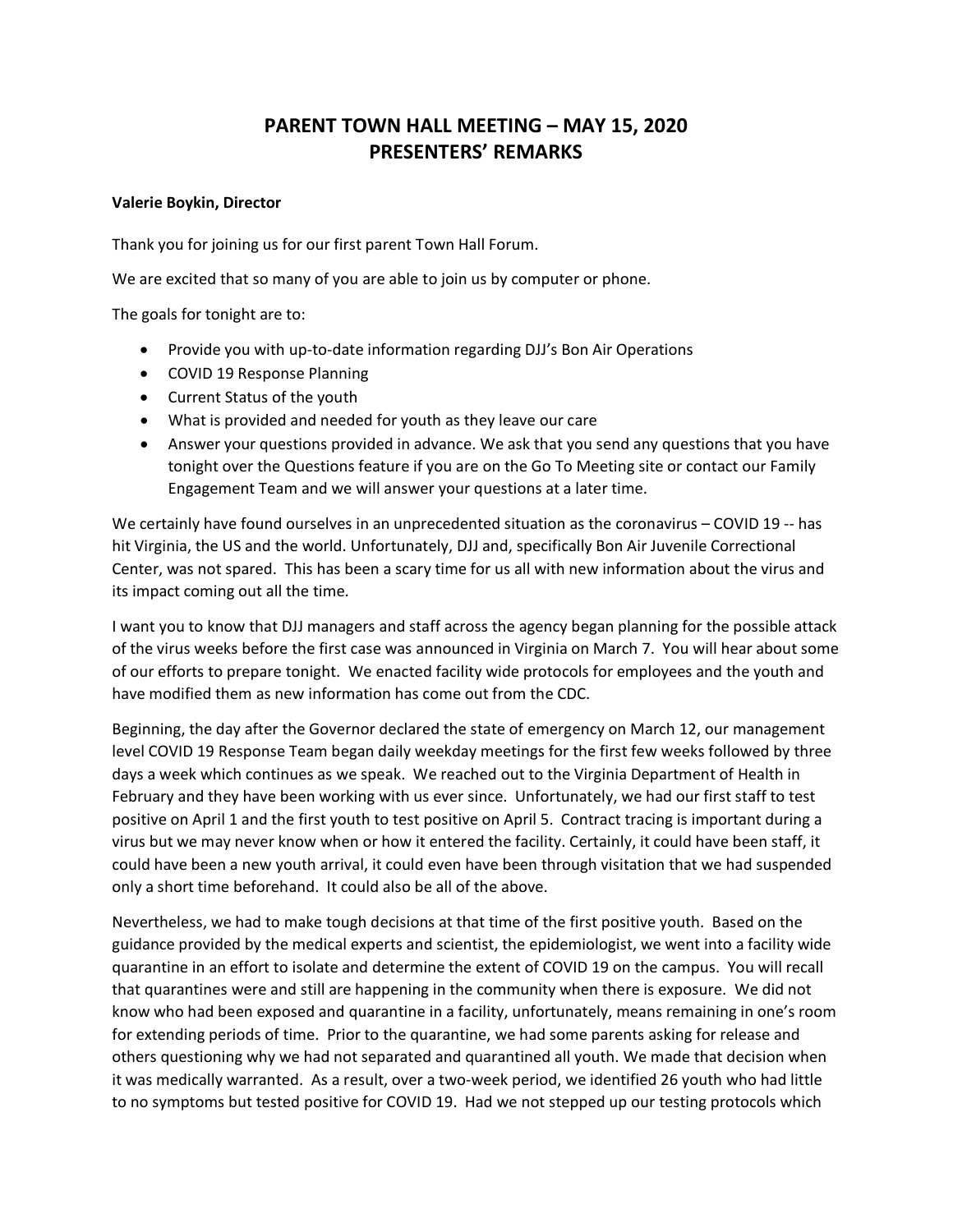# PARENT TOWN HALL MEETING – MAY 15, 2020
# PRESENTERS' REMARKS

**Valerie Boykin, Director**

Thank you for joining us for our first parent Town Hall Forum.

We are excited that so many of you are able to join us by computer or phone.

The goals for tonight are to:

- Provide you with up-to-date information regarding DJJ's Bon Air Operations
- COVID 19 Response Planning
- Current Status of the youth
- What is provided and needed for youth as they leave our care
- Answer your questions provided in advance. We ask that you send any questions that you have tonight over the Questions feature if you are on the Go To Meeting site or contact our Family Engagement Team and we will answer your questions at a later time.

We certainly have found ourselves in an unprecedented situation as the coronavirus – COVID 19 -- has hit Virginia, the US and the world. Unfortunately, DJJ and, specifically Bon Air Juvenile Correctional Center, was not spared. This has been a scary time for us all with new information about the virus and its impact coming out all the time.

I want you to know that DJJ managers and staff across the agency began planning for the possible attack of the virus weeks before the first case was announced in Virginia on March 7. You will hear about some of our efforts to prepare tonight. We enacted facility wide protocols for employees and the youth and have modified them as new information has come out from the CDC.

Beginning, the day after the Governor declared the state of emergency on March 12, our management level COVID 19 Response Team began daily weekday meetings for the first few weeks followed by three days a week which continues as we speak. We reached out to the Virginia Department of Health in February and they have been working with us ever since. Unfortunately, we had our first staff to test positive on April 1 and the first youth to test positive on April 5. Contract tracing is important during a virus but we may never know when or how it entered the facility. Certainly, it could have been staff, it could have been a new youth arrival, it could even have been through visitation that we had suspended only a short time beforehand. It could also be all of the above.

Nevertheless, we had to make tough decisions at that time of the first positive youth. Based on the guidance provided by the medical experts and scientist, the epidemiologist, we went into a facility wide quarantine in an effort to isolate and determine the extent of COVID 19 on the campus. You will recall that quarantines were and still are happening in the community when there is exposure. We did not know who had been exposed and quarantine in a facility, unfortunately, means remaining in one's room for extending periods of time. Prior to the quarantine, we had some parents asking for release and others questioning why we had not separated and quarantined all youth. We made that decision when it was medically warranted. As a result, over a two-week period, we identified 26 youth who had little to no symptoms but tested positive for COVID 19. Had we not stepped up our testing protocols which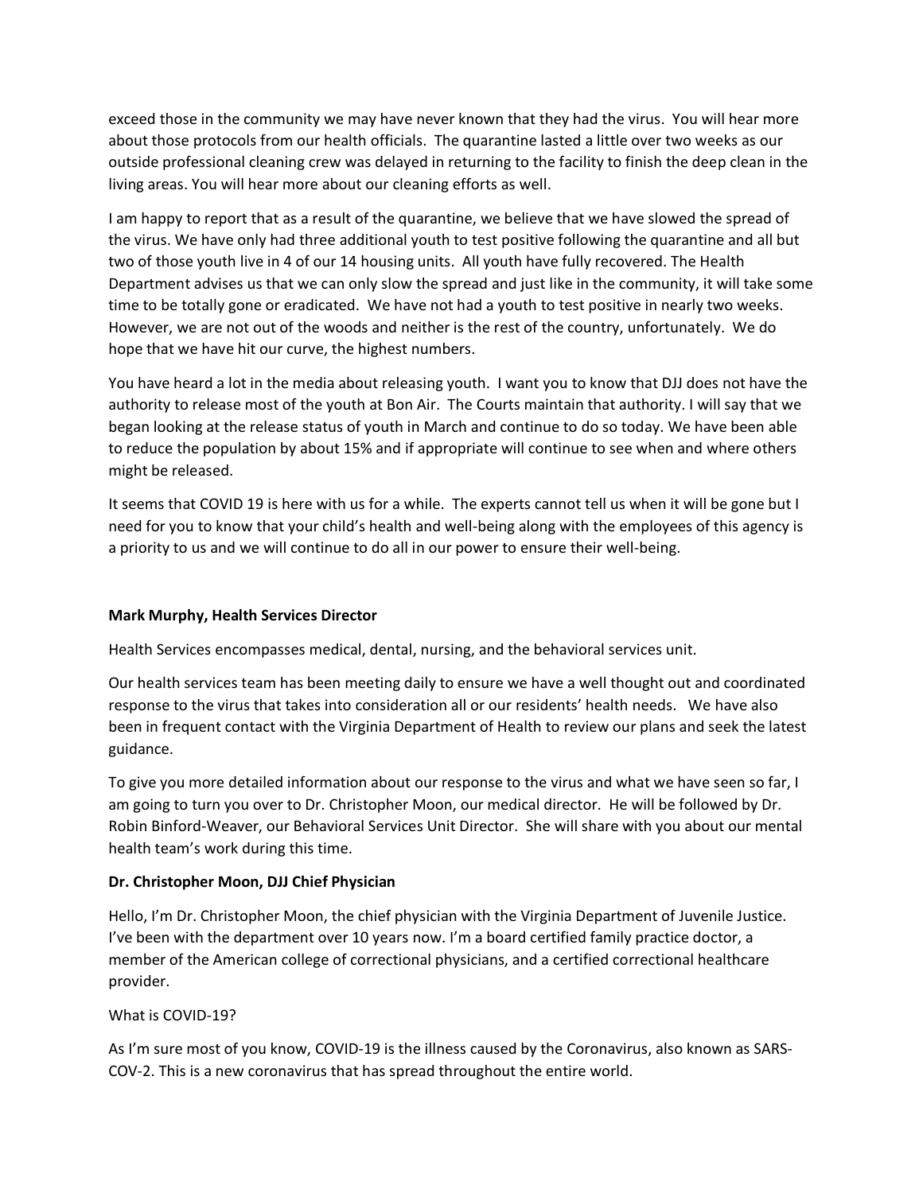exceed those in the community we may have never known that they had the virus. You will hear more about those protocols from our health officials. The quarantine lasted a little over two weeks as our outside professional cleaning crew was delayed in returning to the facility to finish the deep clean in the living areas. You will hear more about our cleaning efforts as well.

I am happy to report that as a result of the quarantine, we believe that we have slowed the spread of the virus. We have only had three additional youth to test positive following the quarantine and all but two of those youth live in 4 of our 14 housing units. All youth have fully recovered. The Health Department advises us that we can only slow the spread and just like in the community, it will take some time to be totally gone or eradicated. We have not had a youth to test positive in nearly two weeks. However, we are not out of the woods and neither is the rest of the country, unfortunately. We do hope that we have hit our curve, the highest numbers.

You have heard a lot in the media about releasing youth. I want you to know that DJJ does not have the authority to release most of the youth at Bon Air. The Courts maintain that authority. I will say that we began looking at the release status of youth in March and continue to do so today. We have been able to reduce the population by about 15% and if appropriate will continue to see when and where others might be released.

It seems that COVID 19 is here with us for a while. The experts cannot tell us when it will be gone but I need for you to know that your child's health and well-being along with the employees of this agency is a priority to us and we will continue to do all in our power to ensure their well-being.

**Mark Murphy, Health Services Director**

Health Services encompasses medical, dental, nursing, and the behavioral services unit.

Our health services team has been meeting daily to ensure we have a well thought out and coordinated response to the virus that takes into consideration all or our residents' health needs. We have also been in frequent contact with the Virginia Department of Health to review our plans and seek the latest guidance.

To give you more detailed information about our response to the virus and what we have seen so far, I am going to turn you over to Dr. Christopher Moon, our medical director. He will be followed by Dr. Robin Binford-Weaver, our Behavioral Services Unit Director. She will share with you about our mental health team's work during this time.

**Dr. Christopher Moon, DJJ Chief Physician**

Hello, I'm Dr. Christopher Moon, the chief physician with the Virginia Department of Juvenile Justice. I've been with the department over 10 years now. I'm a board certified family practice doctor, a member of the American college of correctional physicians, and a certified correctional healthcare provider.

What is COVID-19?

As I'm sure most of you know, COVID-19 is the illness caused by the Coronavirus, also known as SARS-COV-2. This is a new coronavirus that has spread throughout the entire world.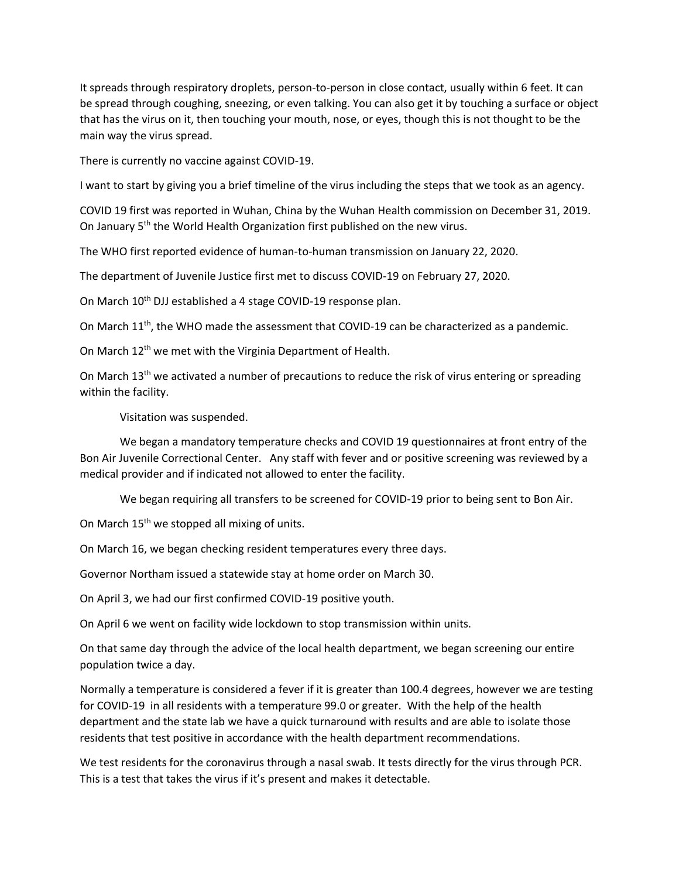It spreads through respiratory droplets, person-to-person in close contact, usually within 6 feet. It can be spread through coughing, sneezing, or even talking. You can also get it by touching a surface or object that has the virus on it, then touching your mouth, nose, or eyes, though this is not thought to be the main way the virus spread.

There is currently no vaccine against COVID-19.

I want to start by giving you a brief timeline of the virus including the steps that we took as an agency.

COVID 19 first was reported in Wuhan, China by the Wuhan Health commission on December 31, 2019. On January 5th the World Health Organization first published on the new virus.

The WHO first reported evidence of human-to-human transmission on January 22, 2020.

The department of Juvenile Justice first met to discuss COVID-19 on February 27, 2020.

On March 10th DJJ established a 4 stage COVID-19 response plan.

On March 11th, the WHO made the assessment that COVID-19 can be characterized as a pandemic.

On March 12th we met with the Virginia Department of Health.

On March 13th we activated a number of precautions to reduce the risk of virus entering or spreading within the facility.

Visitation was suspended.

We began a mandatory temperature checks and COVID 19 questionnaires at front entry of the Bon Air Juvenile Correctional Center. Any staff with fever and or positive screening was reviewed by a medical provider and if indicated not allowed to enter the facility.

We began requiring all transfers to be screened for COVID-19 prior to being sent to Bon Air.

On March 15th we stopped all mixing of units.

On March 16, we began checking resident temperatures every three days.

Governor Northam issued a statewide stay at home order on March 30.

On April 3, we had our first confirmed COVID-19 positive youth.

On April 6 we went on facility wide lockdown to stop transmission within units.

On that same day through the advice of the local health department, we began screening our entire population twice a day.

Normally a temperature is considered a fever if it is greater than 100.4 degrees, however we are testing for COVID-19 in all residents with a temperature 99.0 or greater. With the help of the health department and the state lab we have a quick turnaround with results and are able to isolate those residents that test positive in accordance with the health department recommendations.

We test residents for the coronavirus through a nasal swab. It tests directly for the virus through PCR. This is a test that takes the virus if it's present and makes it detectable.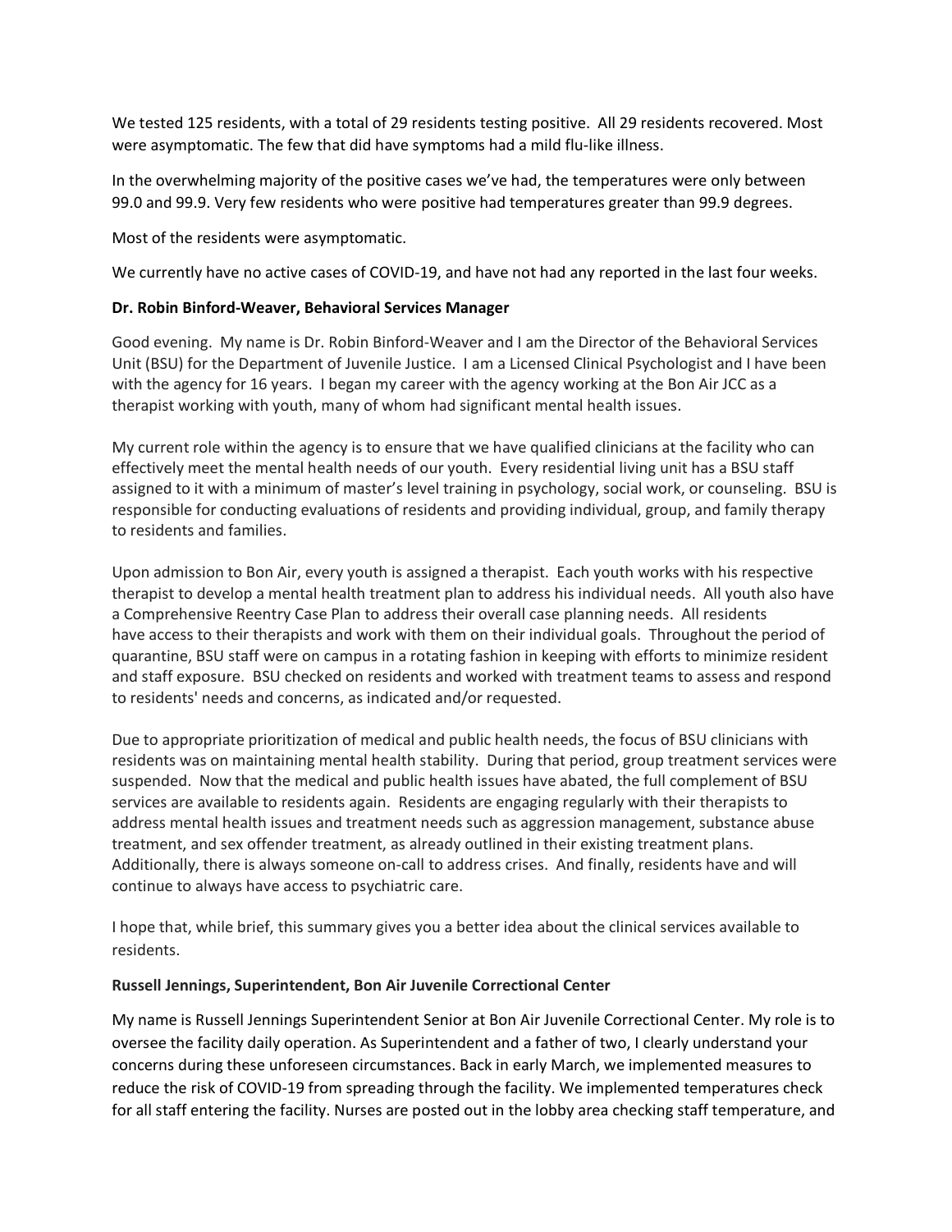We tested 125 residents, with a total of 29 residents testing positive. All 29 residents recovered. Most were asymptomatic. The few that did have symptoms had a mild flu-like illness.

In the overwhelming majority of the positive cases we've had, the temperatures were only between 99.0 and 99.9. Very few residents who were positive had temperatures greater than 99.9 degrees.

Most of the residents were asymptomatic.

We currently have no active cases of COVID-19, and have not had any reported in the last four weeks.

**Dr. Robin Binford-Weaver, Behavioral Services Manager**

Good evening. My name is Dr. Robin Binford-Weaver and I am the Director of the Behavioral Services Unit (BSU) for the Department of Juvenile Justice. I am a Licensed Clinical Psychologist and I have been with the agency for 16 years. I began my career with the agency working at the Bon Air JCC as a therapist working with youth, many of whom had significant mental health issues.

My current role within the agency is to ensure that we have qualified clinicians at the facility who can effectively meet the mental health needs of our youth. Every residential living unit has a BSU staff assigned to it with a minimum of master's level training in psychology, social work, or counseling. BSU is responsible for conducting evaluations of residents and providing individual, group, and family therapy to residents and families.

Upon admission to Bon Air, every youth is assigned a therapist. Each youth works with his respective therapist to develop a mental health treatment plan to address his individual needs. All youth also have a Comprehensive Reentry Case Plan to address their overall case planning needs. All residents have access to their therapists and work with them on their individual goals. Throughout the period of quarantine, BSU staff were on campus in a rotating fashion in keeping with efforts to minimize resident and staff exposure. BSU checked on residents and worked with treatment teams to assess and respond to residents' needs and concerns, as indicated and/or requested.

Due to appropriate prioritization of medical and public health needs, the focus of BSU clinicians with residents was on maintaining mental health stability. During that period, group treatment services were suspended. Now that the medical and public health issues have abated, the full complement of BSU services are available to residents again. Residents are engaging regularly with their therapists to address mental health issues and treatment needs such as aggression management, substance abuse treatment, and sex offender treatment, as already outlined in their existing treatment plans. Additionally, there is always someone on-call to address crises. And finally, residents have and will continue to always have access to psychiatric care.

I hope that, while brief, this summary gives you a better idea about the clinical services available to residents.

**Russell Jennings, Superintendent, Bon Air Juvenile Correctional Center**

My name is Russell Jennings Superintendent Senior at Bon Air Juvenile Correctional Center. My role is to oversee the facility daily operation. As Superintendent and a father of two, I clearly understand your concerns during these unforeseen circumstances. Back in early March, we implemented measures to reduce the risk of COVID-19 from spreading through the facility. We implemented temperatures check for all staff entering the facility. Nurses are posted out in the lobby area checking staff temperature, and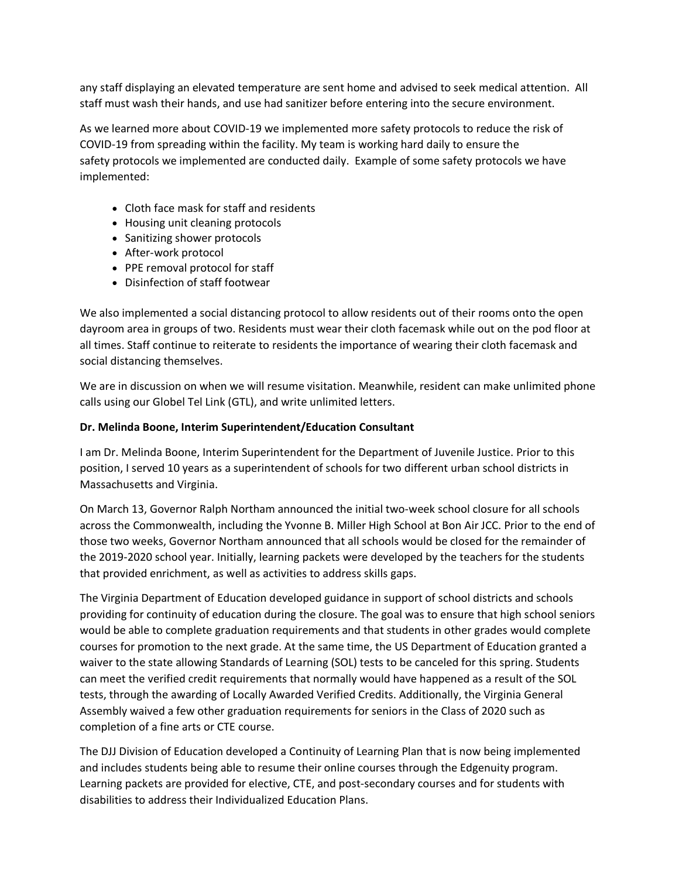any staff displaying an elevated temperature are sent home and advised to seek medical attention. All staff must wash their hands, and use had sanitizer before entering into the secure environment.

As we learned more about COVID-19 we implemented more safety protocols to reduce the risk of COVID-19 from spreading within the facility. My team is working hard daily to ensure the safety protocols we implemented are conducted daily. Example of some safety protocols we have implemented:

- Cloth face mask for staff and residents
- Housing unit cleaning protocols
- Sanitizing shower protocols
- After-work protocol
- PPE removal protocol for staff
- Disinfection of staff footwear

We also implemented a social distancing protocol to allow residents out of their rooms onto the open dayroom area in groups of two. Residents must wear their cloth facemask while out on the pod floor at all times. Staff continue to reiterate to residents the importance of wearing their cloth facemask and social distancing themselves.

We are in discussion on when we will resume visitation. Meanwhile, resident can make unlimited phone calls using our Globel Tel Link (GTL), and write unlimited letters.

**Dr. Melinda Boone, Interim Superintendent/Education Consultant**

I am Dr. Melinda Boone, Interim Superintendent for the Department of Juvenile Justice. Prior to this position, I served 10 years as a superintendent of schools for two different urban school districts in Massachusetts and Virginia.

On March 13, Governor Ralph Northam announced the initial two-week school closure for all schools across the Commonwealth, including the Yvonne B. Miller High School at Bon Air JCC. Prior to the end of those two weeks, Governor Northam announced that all schools would be closed for the remainder of the 2019-2020 school year. Initially, learning packets were developed by the teachers for the students that provided enrichment, as well as activities to address skills gaps.

The Virginia Department of Education developed guidance in support of school districts and schools providing for continuity of education during the closure. The goal was to ensure that high school seniors would be able to complete graduation requirements and that students in other grades would complete courses for promotion to the next grade. At the same time, the US Department of Education granted a waiver to the state allowing Standards of Learning (SOL) tests to be canceled for this spring. Students can meet the verified credit requirements that normally would have happened as a result of the SOL tests, through the awarding of Locally Awarded Verified Credits. Additionally, the Virginia General Assembly waived a few other graduation requirements for seniors in the Class of 2020 such as completion of a fine arts or CTE course.

The DJJ Division of Education developed a Continuity of Learning Plan that is now being implemented and includes students being able to resume their online courses through the Edgenuity program. Learning packets are provided for elective, CTE, and post-secondary courses and for students with disabilities to address their Individualized Education Plans.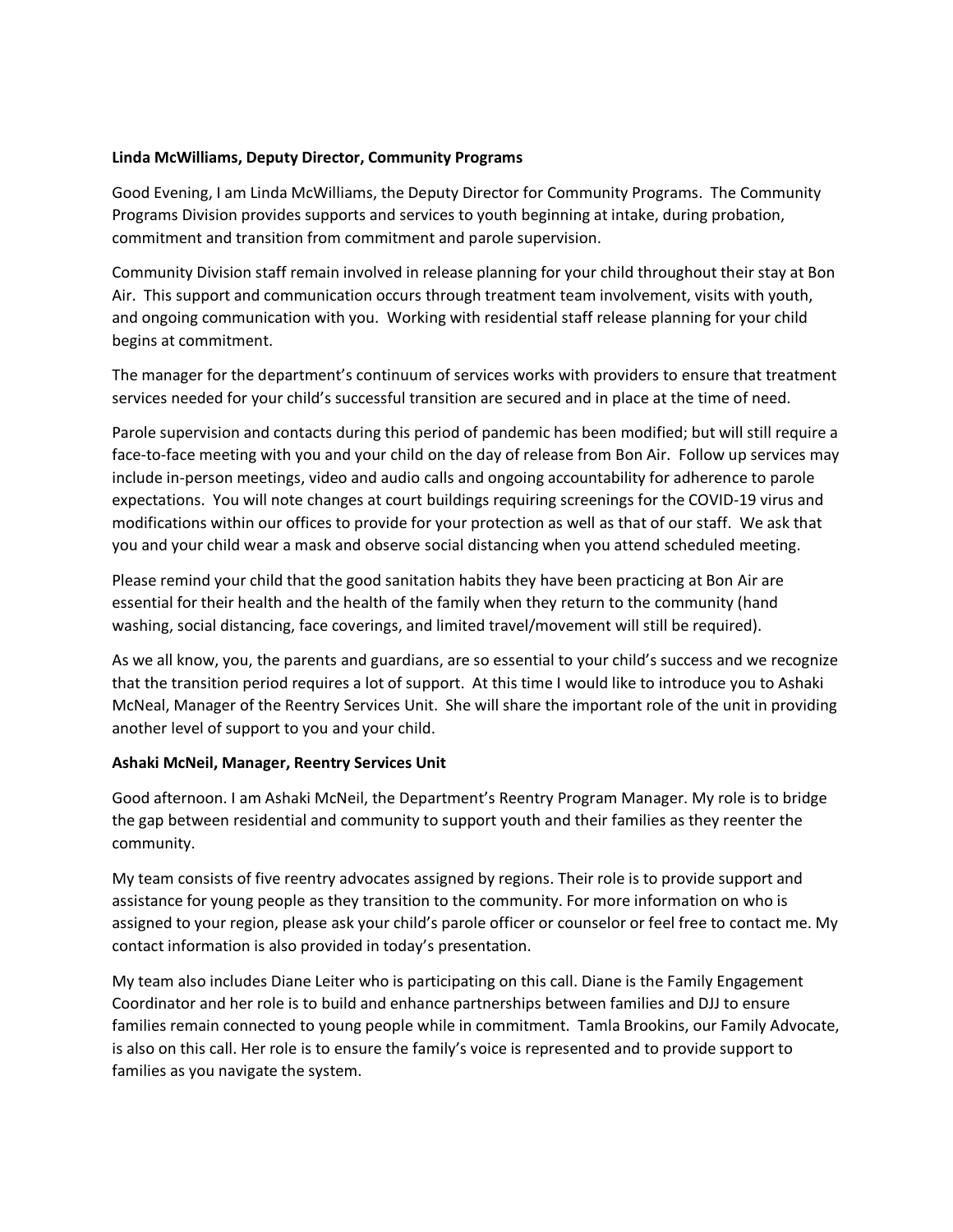**Linda McWilliams, Deputy Director, Community Programs**

Good Evening, I am Linda McWilliams, the Deputy Director for Community Programs. The Community Programs Division provides supports and services to youth beginning at intake, during probation, commitment and transition from commitment and parole supervision.

Community Division staff remain involved in release planning for your child throughout their stay at Bon Air. This support and communication occurs through treatment team involvement, visits with youth, and ongoing communication with you. Working with residential staff release planning for your child begins at commitment.

The manager for the department's continuum of services works with providers to ensure that treatment services needed for your child's successful transition are secured and in place at the time of need.

Parole supervision and contacts during this period of pandemic has been modified; but will still require a face-to-face meeting with you and your child on the day of release from Bon Air. Follow up services may include in-person meetings, video and audio calls and ongoing accountability for adherence to parole expectations. You will note changes at court buildings requiring screenings for the COVID-19 virus and modifications within our offices to provide for your protection as well as that of our staff. We ask that you and your child wear a mask and observe social distancing when you attend scheduled meeting.

Please remind your child that the good sanitation habits they have been practicing at Bon Air are essential for their health and the health of the family when they return to the community (hand washing, social distancing, face coverings, and limited travel/movement will still be required).

As we all know, you, the parents and guardians, are so essential to your child's success and we recognize that the transition period requires a lot of support. At this time I would like to introduce you to Ashaki McNeal, Manager of the Reentry Services Unit. She will share the important role of the unit in providing another level of support to you and your child.

**Ashaki McNeil, Manager, Reentry Services Unit**

Good afternoon. I am Ashaki McNeil, the Department's Reentry Program Manager. My role is to bridge the gap between residential and community to support youth and their families as they reenter the community.

My team consists of five reentry advocates assigned by regions. Their role is to provide support and assistance for young people as they transition to the community. For more information on who is assigned to your region, please ask your child's parole officer or counselor or feel free to contact me. My contact information is also provided in today's presentation.

My team also includes Diane Leiter who is participating on this call. Diane is the Family Engagement Coordinator and her role is to build and enhance partnerships between families and DJJ to ensure families remain connected to young people while in commitment. Tamla Brookins, our Family Advocate, is also on this call. Her role is to ensure the family's voice is represented and to provide support to families as you navigate the system.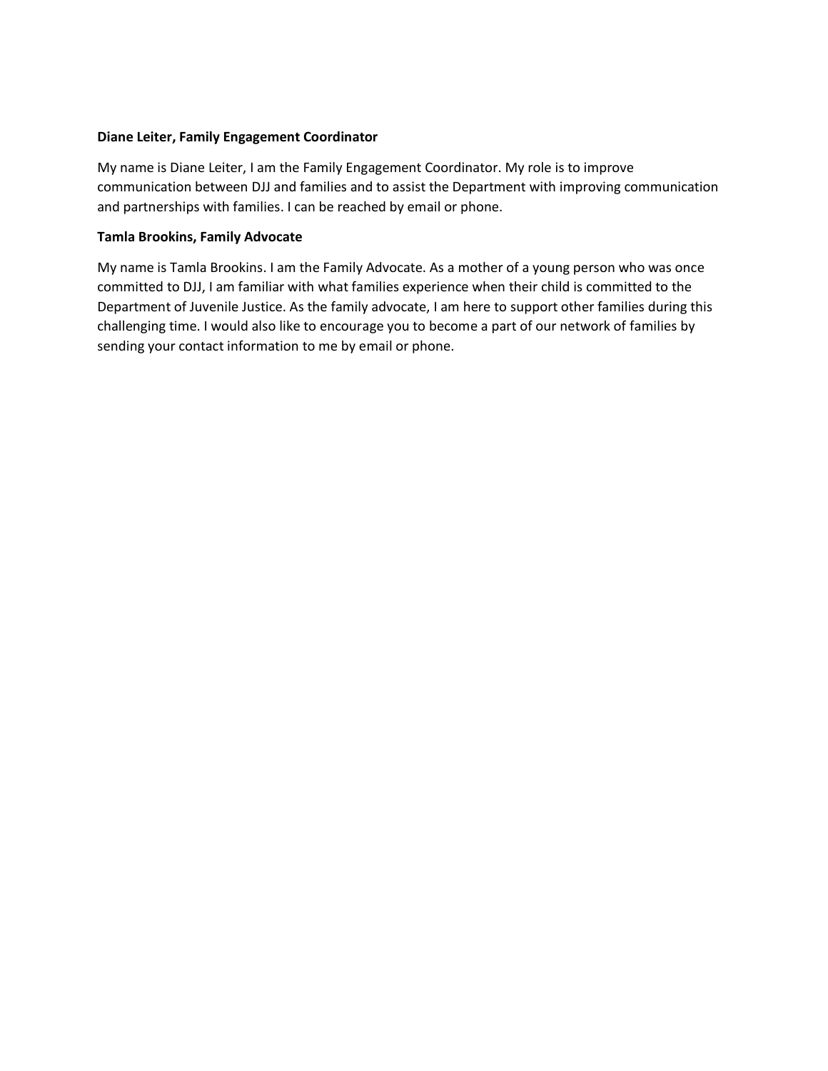**Diane Leiter, Family Engagement Coordinator**

My name is Diane Leiter, I am the Family Engagement Coordinator. My role is to improve communication between DJJ and families and to assist the Department with improving communication and partnerships with families. I can be reached by email or phone.

**Tamla Brookins, Family Advocate**

My name is Tamla Brookins. I am the Family Advocate. As a mother of a young person who was once committed to DJJ, I am familiar with what families experience when their child is committed to the Department of Juvenile Justice. As the family advocate, I am here to support other families during this challenging time. I would also like to encourage you to become a part of our network of families by sending your contact information to me by email or phone.